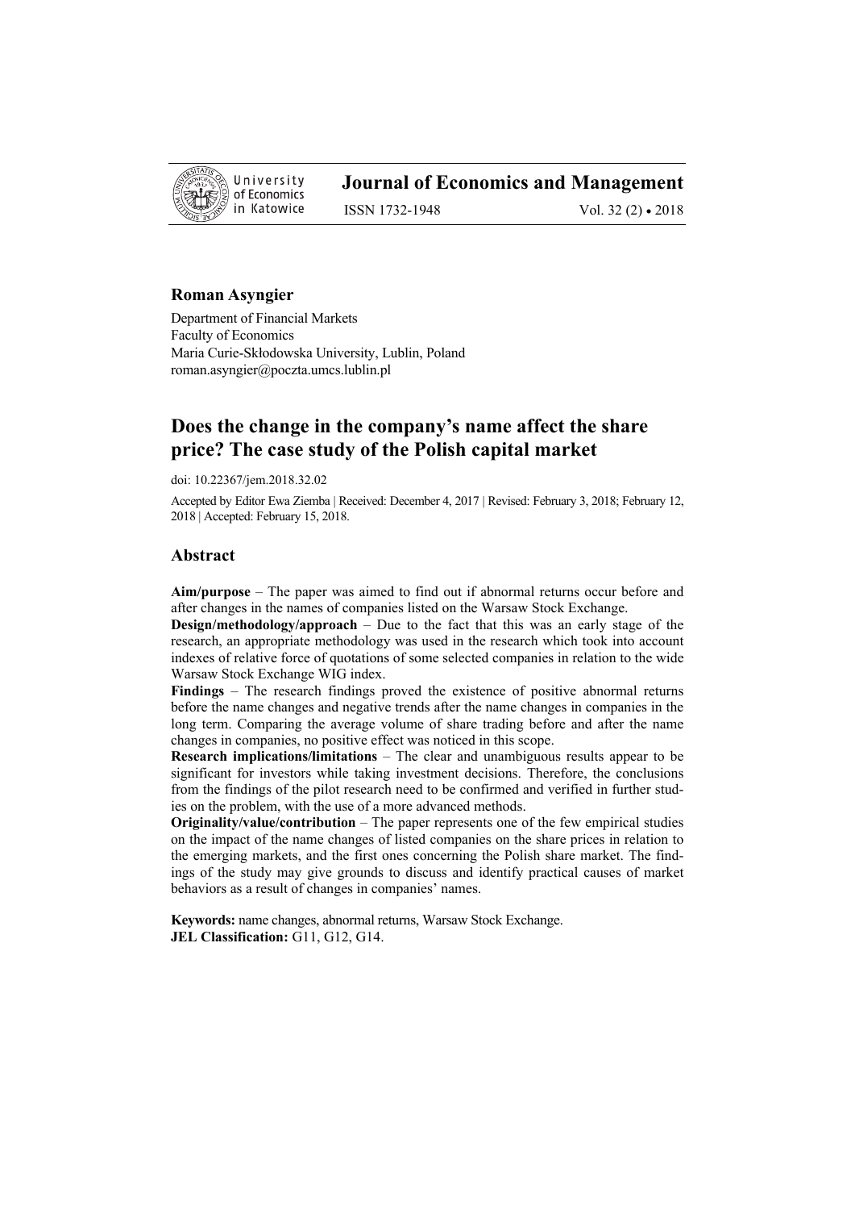University of Economics in Katowice

**Journal of Economics and Management**

ISSN 1732-1948 Vol. 32 (2) • 2018

**Roman Asyngier**

Department of Financial Markets
Faculty of Economics
Maria Curie-Skłodowska University, Lublin, Poland
roman.asyngier@poczta.umcs.lublin.pl

# Does the change in the company's name affect the share price? The case study of the Polish capital market

doi: 10.22367/jem.2018.32.02

Accepted by Editor Ewa Ziemba | Received: December 4, 2017 | Revised: February 3, 2018; February 12, 2018 | Accepted: February 15, 2018.

## Abstract

**Aim/purpose** – The paper was aimed to find out if abnormal returns occur before and after changes in the names of companies listed on the Warsaw Stock Exchange.

**Design/methodology/approach** – Due to the fact that this was an early stage of the research, an appropriate methodology was used in the research which took into account indexes of relative force of quotations of some selected companies in relation to the wide Warsaw Stock Exchange WIG index.

**Findings** – The research findings proved the existence of positive abnormal returns before the name changes and negative trends after the name changes in companies in the long term. Comparing the average volume of share trading before and after the name changes in companies, no positive effect was noticed in this scope.

**Research implications/limitations** – The clear and unambiguous results appear to be significant for investors while taking investment decisions. Therefore, the conclusions from the findings of the pilot research need to be confirmed and verified in further studies on the problem, with the use of a more advanced methods.

**Originality/value/contribution** – The paper represents one of the few empirical studies on the impact of the name changes of listed companies on the share prices in relation to the emerging markets, and the first ones concerning the Polish share market. The findings of the study may give grounds to discuss and identify practical causes of market behaviors as a result of changes in companies' names.

**Keywords:** name changes, abnormal returns, Warsaw Stock Exchange.
**JEL Classification:** G11, G12, G14.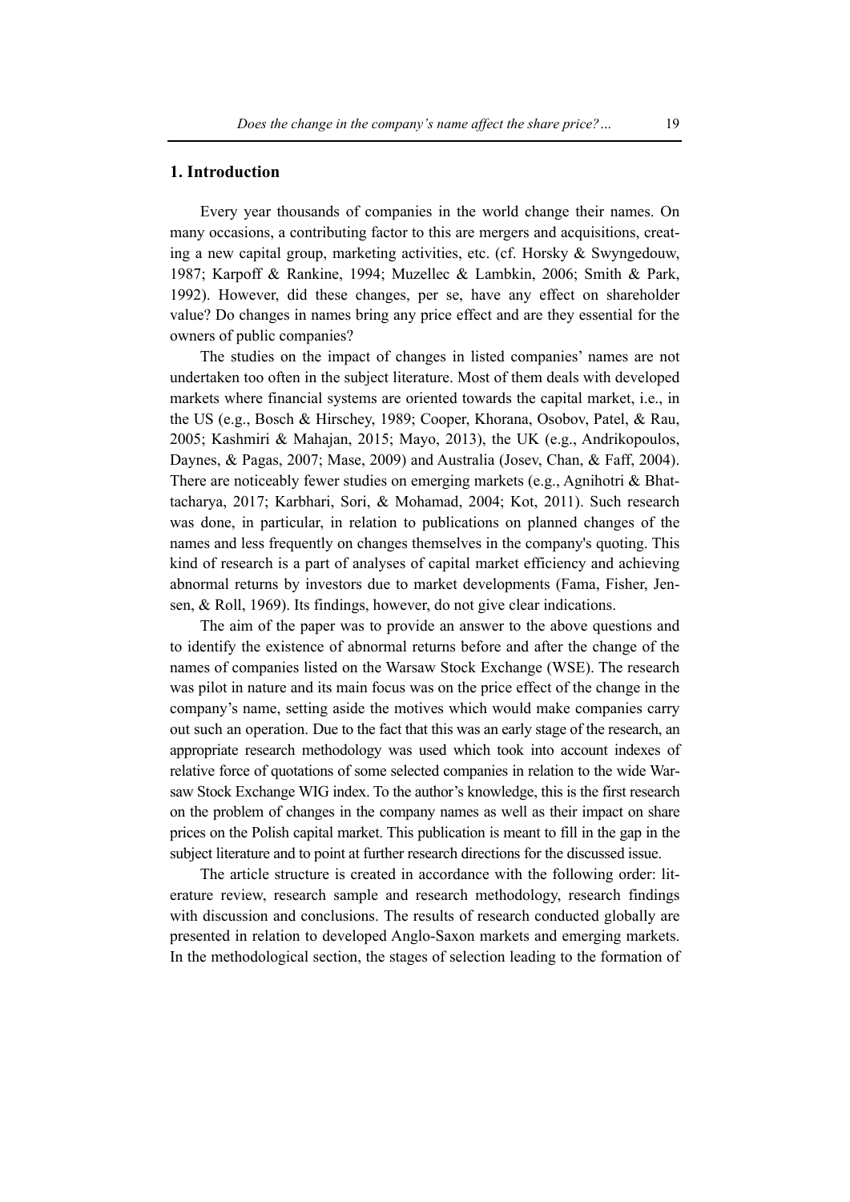## 1. Introduction

Every year thousands of companies in the world change their names. On many occasions, a contributing factor to this are mergers and acquisitions, creating a new capital group, marketing activities, etc. (cf. Horsky & Swyngedouw, 1987; Karpoff & Rankine, 1994; Muzellec & Lambkin, 2006; Smith & Park, 1992). However, did these changes, per se, have any effect on shareholder value? Do changes in names bring any price effect and are they essential for the owners of public companies?

The studies on the impact of changes in listed companies' names are not undertaken too often in the subject literature. Most of them deals with developed markets where financial systems are oriented towards the capital market, i.e., in the US (e.g., Bosch & Hirschey, 1989; Cooper, Khorana, Osobov, Patel, & Rau, 2005; Kashmiri & Mahajan, 2015; Mayo, 2013), the UK (e.g., Andrikopoulos, Daynes, & Pagas, 2007; Mase, 2009) and Australia (Josev, Chan, & Faff, 2004). There are noticeably fewer studies on emerging markets (e.g., Agnihotri & Bhattacharya, 2017; Karbhari, Sori, & Mohamad, 2004; Kot, 2011). Such research was done, in particular, in relation to publications on planned changes of the names and less frequently on changes themselves in the company's quoting. This kind of research is a part of analyses of capital market efficiency and achieving abnormal returns by investors due to market developments (Fama, Fisher, Jensen, & Roll, 1969). Its findings, however, do not give clear indications.

The aim of the paper was to provide an answer to the above questions and to identify the existence of abnormal returns before and after the change of the names of companies listed on the Warsaw Stock Exchange (WSE). The research was pilot in nature and its main focus was on the price effect of the change in the company's name, setting aside the motives which would make companies carry out such an operation. Due to the fact that this was an early stage of the research, an appropriate research methodology was used which took into account indexes of relative force of quotations of some selected companies in relation to the wide Warsaw Stock Exchange WIG index. To the author's knowledge, this is the first research on the problem of changes in the company names as well as their impact on share prices on the Polish capital market. This publication is meant to fill in the gap in the subject literature and to point at further research directions for the discussed issue.

The article structure is created in accordance with the following order: literature review, research sample and research methodology, research findings with discussion and conclusions. The results of research conducted globally are presented in relation to developed Anglo-Saxon markets and emerging markets. In the methodological section, the stages of selection leading to the formation of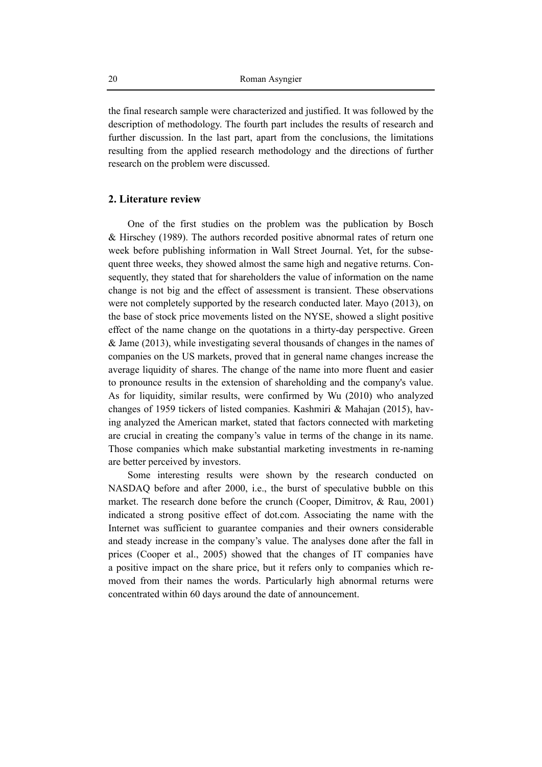the final research sample were characterized and justified. It was followed by the description of methodology. The fourth part includes the results of research and further discussion. In the last part, apart from the conclusions, the limitations resulting from the applied research methodology and the directions of further research on the problem were discussed.

## 2. Literature review

One of the first studies on the problem was the publication by Bosch & Hirschey (1989). The authors recorded positive abnormal rates of return one week before publishing information in Wall Street Journal. Yet, for the subsequent three weeks, they showed almost the same high and negative returns. Consequently, they stated that for shareholders the value of information on the name change is not big and the effect of assessment is transient. These observations were not completely supported by the research conducted later. Mayo (2013), on the base of stock price movements listed on the NYSE, showed a slight positive effect of the name change on the quotations in a thirty-day perspective. Green & Jame (2013), while investigating several thousands of changes in the names of companies on the US markets, proved that in general name changes increase the average liquidity of shares. The change of the name into more fluent and easier to pronounce results in the extension of shareholding and the company's value. As for liquidity, similar results, were confirmed by Wu (2010) who analyzed changes of 1959 tickers of listed companies. Kashmiri & Mahajan (2015), having analyzed the American market, stated that factors connected with marketing are crucial in creating the company's value in terms of the change in its name. Those companies which make substantial marketing investments in re-naming are better perceived by investors.

Some interesting results were shown by the research conducted on NASDAQ before and after 2000, i.e., the burst of speculative bubble on this market. The research done before the crunch (Cooper, Dimitrov, & Rau, 2001) indicated a strong positive effect of dot.com. Associating the name with the Internet was sufficient to guarantee companies and their owners considerable and steady increase in the company's value. The analyses done after the fall in prices (Cooper et al., 2005) showed that the changes of IT companies have a positive impact on the share price, but it refers only to companies which removed from their names the words. Particularly high abnormal returns were concentrated within 60 days around the date of announcement.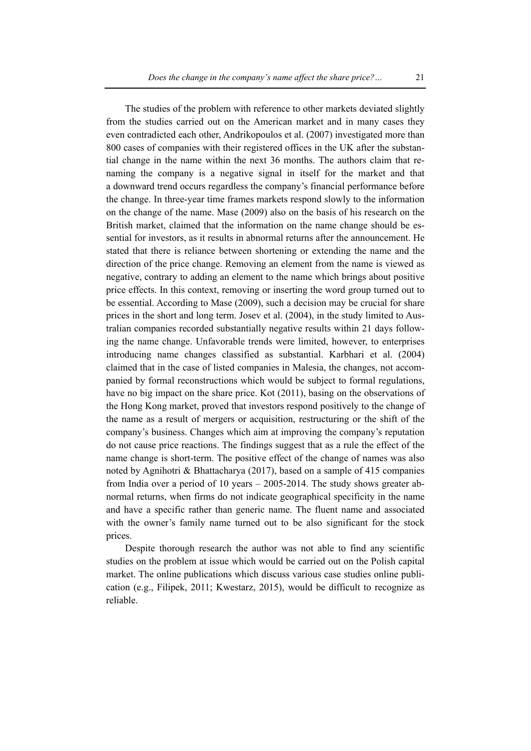The studies of the problem with reference to other markets deviated slightly from the studies carried out on the American market and in many cases they even contradicted each other, Andrikopoulos et al. (2007) investigated more than 800 cases of companies with their registered offices in the UK after the substantial change in the name within the next 36 months. The authors claim that renaming the company is a negative signal in itself for the market and that a downward trend occurs regardless the company's financial performance before the change. In three-year time frames markets respond slowly to the information on the change of the name. Mase (2009) also on the basis of his research on the British market, claimed that the information on the name change should be essential for investors, as it results in abnormal returns after the announcement. He stated that there is reliance between shortening or extending the name and the direction of the price change. Removing an element from the name is viewed as negative, contrary to adding an element to the name which brings about positive price effects. In this context, removing or inserting the word group turned out to be essential. According to Mase (2009), such a decision may be crucial for share prices in the short and long term. Josev et al. (2004), in the study limited to Australian companies recorded substantially negative results within 21 days following the name change. Unfavorable trends were limited, however, to enterprises introducing name changes classified as substantial. Karbhari et al. (2004) claimed that in the case of listed companies in Malesia, the changes, not accompanied by formal reconstructions which would be subject to formal regulations, have no big impact on the share price. Kot (2011), basing on the observations of the Hong Kong market, proved that investors respond positively to the change of the name as a result of mergers or acquisition, restructuring or the shift of the company's business. Changes which aim at improving the company's reputation do not cause price reactions. The findings suggest that as a rule the effect of the name change is short-term. The positive effect of the change of names was also noted by Agnihotri & Bhattacharya (2017), based on a sample of 415 companies from India over a period of 10 years – 2005-2014. The study shows greater abnormal returns, when firms do not indicate geographical specificity in the name and have a specific rather than generic name. The fluent name and associated with the owner's family name turned out to be also significant for the stock prices.

Despite thorough research the author was not able to find any scientific studies on the problem at issue which would be carried out on the Polish capital market. The online publications which discuss various case studies online publication (e.g., Filipek, 2011; Kwestarz, 2015), would be difficult to recognize as reliable.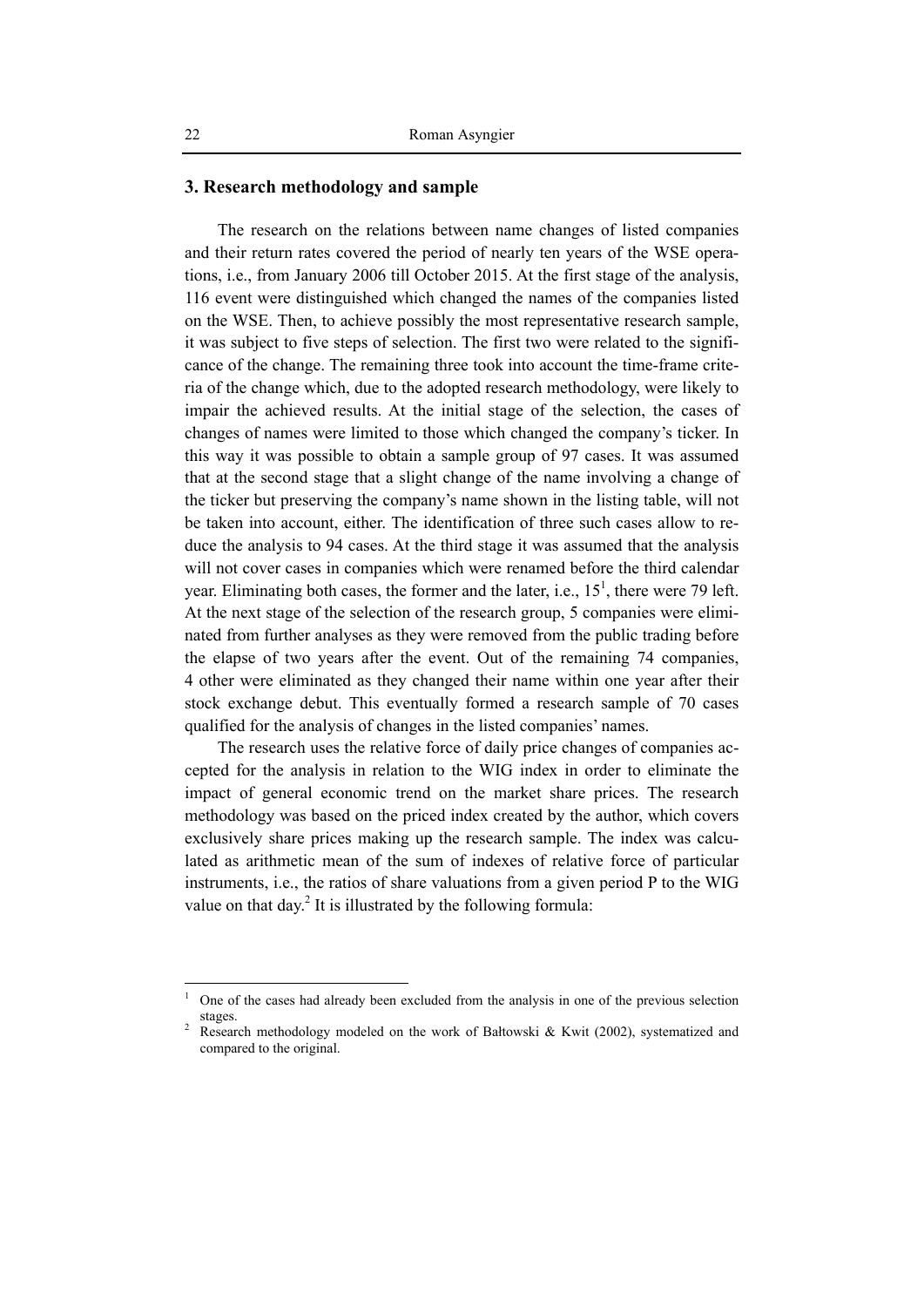## 3. Research methodology and sample

The research on the relations between name changes of listed companies and their return rates covered the period of nearly ten years of the WSE operations, i.e., from January 2006 till October 2015. At the first stage of the analysis, 116 event were distinguished which changed the names of the companies listed on the WSE. Then, to achieve possibly the most representative research sample, it was subject to five steps of selection. The first two were related to the significance of the change. The remaining three took into account the time-frame criteria of the change which, due to the adopted research methodology, were likely to impair the achieved results. At the initial stage of the selection, the cases of changes of names were limited to those which changed the company's ticker. In this way it was possible to obtain a sample group of 97 cases. It was assumed that at the second stage that a slight change of the name involving a change of the ticker but preserving the company's name shown in the listing table, will not be taken into account, either. The identification of three such cases allow to reduce the analysis to 94 cases. At the third stage it was assumed that the analysis will not cover cases in companies which were renamed before the third calendar year. Eliminating both cases, the former and the later, i.e., 15[1], there were 79 left. At the next stage of the selection of the research group, 5 companies were eliminated from further analyses as they were removed from the public trading before the elapse of two years after the event. Out of the remaining 74 companies, 4 other were eliminated as they changed their name within one year after their stock exchange debut. This eventually formed a research sample of 70 cases qualified for the analysis of changes in the listed companies' names.

The research uses the relative force of daily price changes of companies accepted for the analysis in relation to the WIG index in order to eliminate the impact of general economic trend on the market share prices. The research methodology was based on the priced index created by the author, which covers exclusively share prices making up the research sample. The index was calculated as arithmetic mean of the sum of indexes of relative force of particular instruments, i.e., the ratios of share valuations from a given period P to the WIG value on that day.[2] It is illustrated by the following formula:

---

[1] One of the cases had already been excluded from the analysis in one of the previous selection stages.

[2] Research methodology modeled on the work of Bałtowski & Kwit (2002), systematized and compared to the original.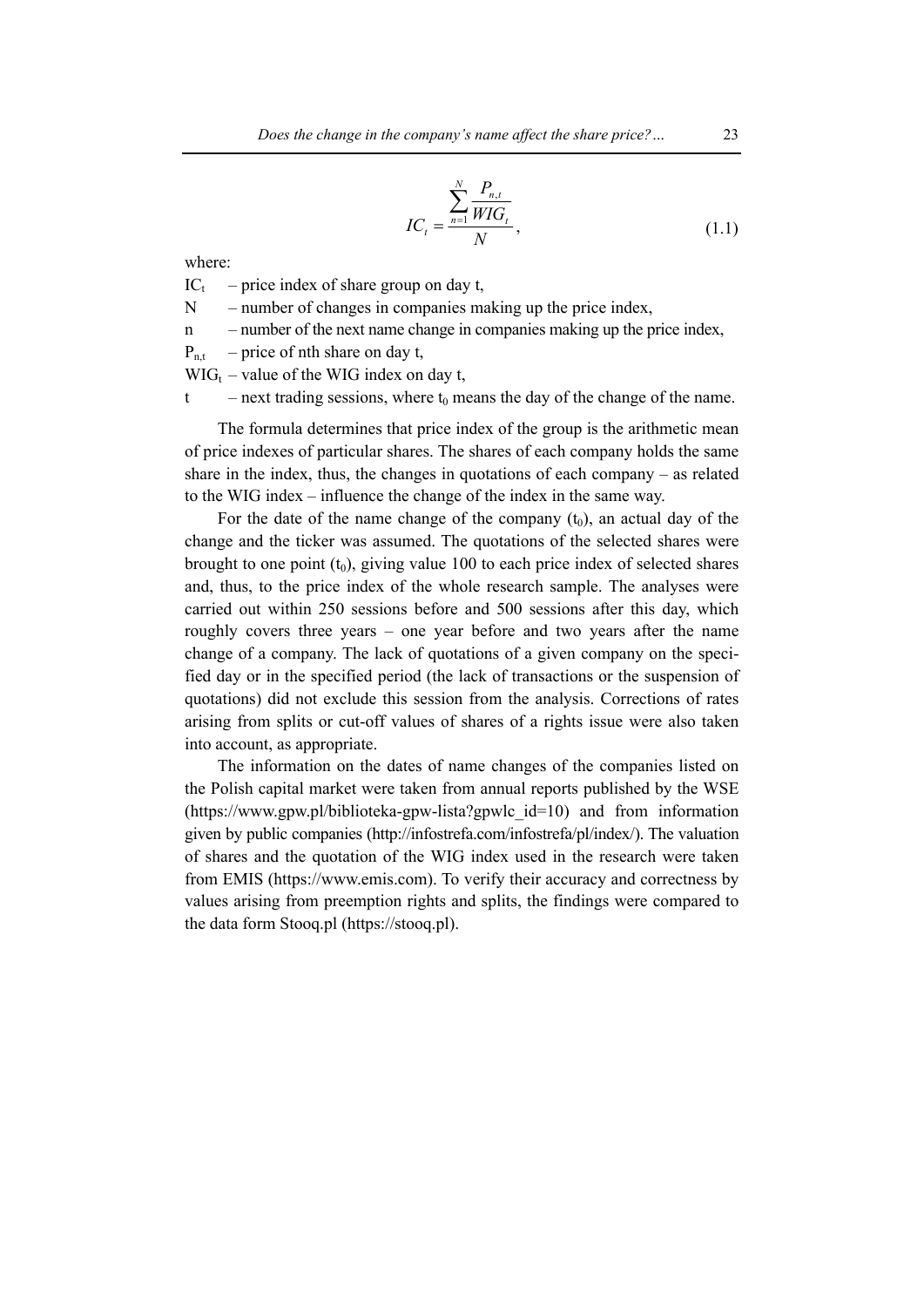$$IC_t = \frac{\sum_{n=1}^{N} \frac{P_{n,t}}{WIG_t}}{N}, \tag{1.1}$$

where:

$IC_t$ – price index of share group on day t,

N – number of changes in companies making up the price index,

n – number of the next name change in companies making up the price index,

$P_{n,t}$ – price of nth share on day t,

$WIG_t$ – value of the WIG index on day t,

t – next trading sessions, where $t_0$ means the day of the change of the name.

The formula determines that price index of the group is the arithmetic mean of price indexes of particular shares. The shares of each company holds the same share in the index, thus, the changes in quotations of each company – as related to the WIG index – influence the change of the index in the same way.

For the date of the name change of the company ($t_0$), an actual day of the change and the ticker was assumed. The quotations of the selected shares were brought to one point ($t_0$), giving value 100 to each price index of selected shares and, thus, to the price index of the whole research sample. The analyses were carried out within 250 sessions before and 500 sessions after this day, which roughly covers three years – one year before and two years after the name change of a company. The lack of quotations of a given company on the specified day or in the specified period (the lack of transactions or the suspension of quotations) did not exclude this session from the analysis. Corrections of rates arising from splits or cut-off values of shares of a rights issue were also taken into account, as appropriate.

The information on the dates of name changes of the companies listed on the Polish capital market were taken from annual reports published by the WSE (https://www.gpw.pl/biblioteka-gpw-lista?gpwlc_id=10) and from information given by public companies (http://infostrefa.com/infostrefa/pl/index/). The valuation of shares and the quotation of the WIG index used in the research were taken from EMIS (https://www.emis.com). To verify their accuracy and correctness by values arising from preemption rights and splits, the findings were compared to the data form Stooq.pl (https://stooq.pl).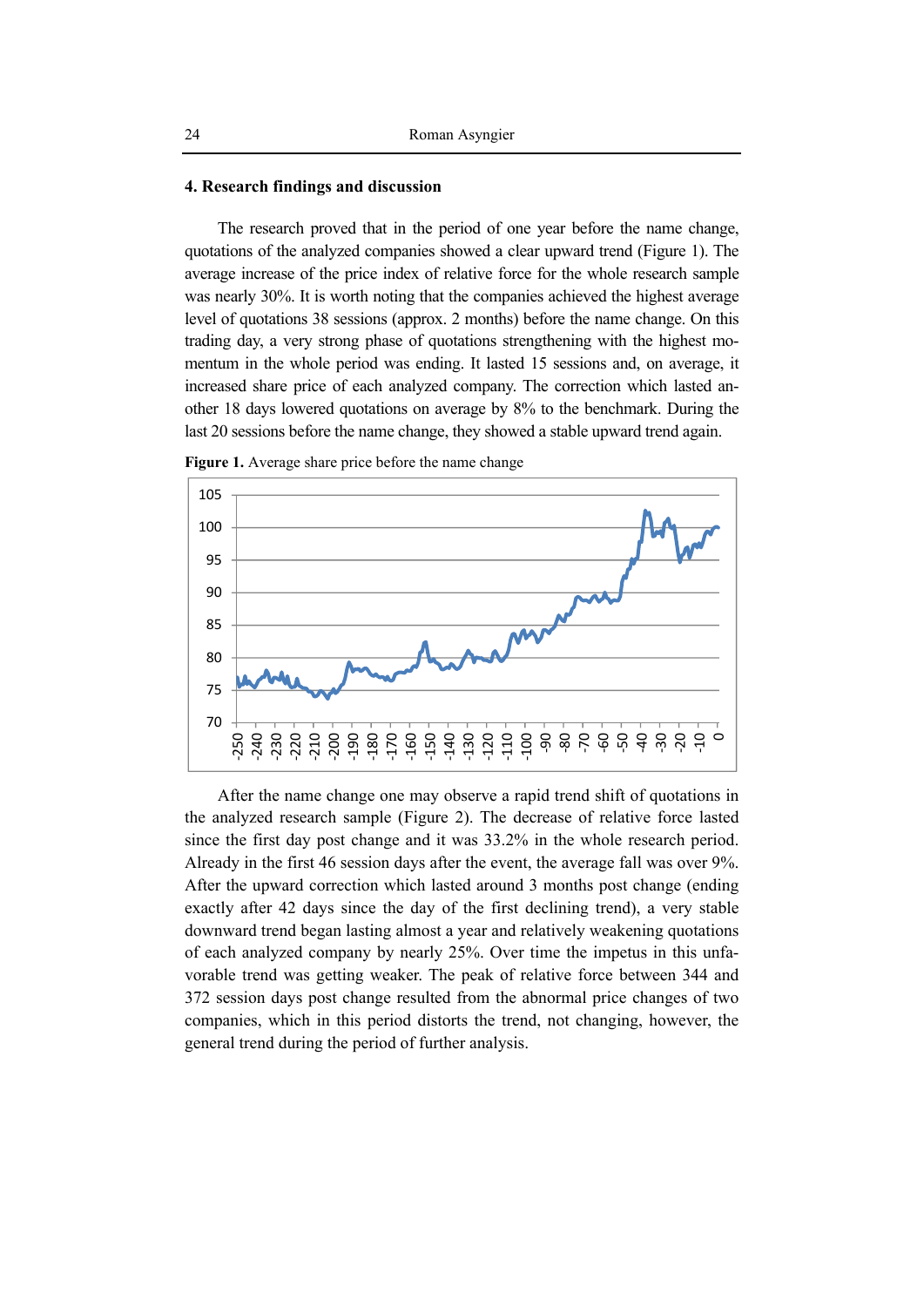## 4. Research findings and discussion

The research proved that in the period of one year before the name change, quotations of the analyzed companies showed a clear upward trend (Figure 1). The average increase of the price index of relative force for the whole research sample was nearly 30%. It is worth noting that the companies achieved the highest average level of quotations 38 sessions (approx. 2 months) before the name change. On this trading day, a very strong phase of quotations strengthening with the highest momentum in the whole period was ending. It lasted 15 sessions and, on average, it increased share price of each analyzed company. The correction which lasted another 18 days lowered quotations on average by 8% to the benchmark. During the last 20 sessions before the name change, they showed a stable upward trend again.

**Figure 1.** Average share price before the name change

After the name change one may observe a rapid trend shift of quotations in the analyzed research sample (Figure 2). The decrease of relative force lasted since the first day post change and it was 33.2% in the whole research period. Already in the first 46 session days after the event, the average fall was over 9%. After the upward correction which lasted around 3 months post change (ending exactly after 42 days since the day of the first declining trend), a very stable downward trend began lasting almost a year and relatively weakening quotations of each analyzed company by nearly 25%. Over time the impetus in this unfavorable trend was getting weaker. The peak of relative force between 344 and 372 session days post change resulted from the abnormal price changes of two companies, which in this period distorts the trend, not changing, however, the general trend during the period of further analysis.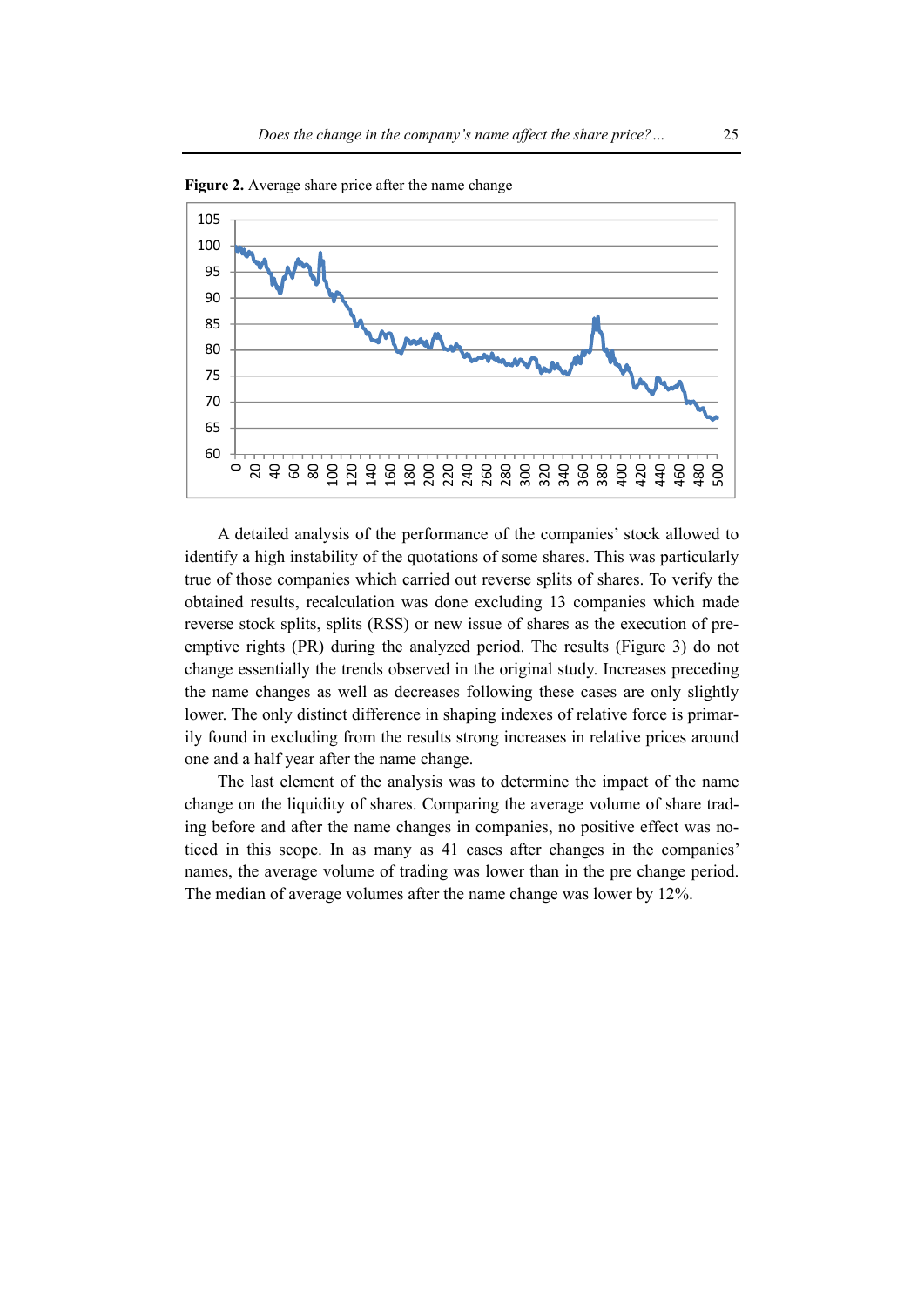**Figure 2.** Average share price after the name change

A detailed analysis of the performance of the companies' stock allowed to identify a high instability of the quotations of some shares. This was particularly true of those companies which carried out reverse splits of shares. To verify the obtained results, recalculation was done excluding 13 companies which made reverse stock splits, splits (RSS) or new issue of shares as the execution of pre-emptive rights (PR) during the analyzed period. The results (Figure 3) do not change essentially the trends observed in the original study. Increases preceding the name changes as well as decreases following these cases are only slightly lower. The only distinct difference in shaping indexes of relative force is primarily found in excluding from the results strong increases in relative prices around one and a half year after the name change.

The last element of the analysis was to determine the impact of the name change on the liquidity of shares. Comparing the average volume of share trading before and after the name changes in companies, no positive effect was noticed in this scope. In as many as 41 cases after changes in the companies' names, the average volume of trading was lower than in the pre change period. The median of average volumes after the name change was lower by 12%.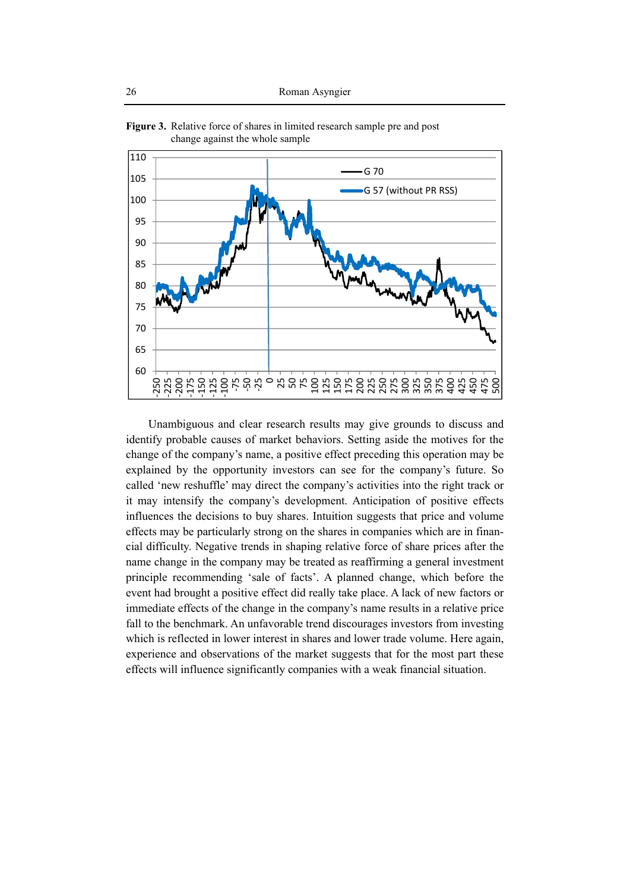**Figure 3.** Relative force of shares in limited research sample pre and post change against the whole sample

Unambiguous and clear research results may give grounds to discuss and identify probable causes of market behaviors. Setting aside the motives for the change of the company's name, a positive effect preceding this operation may be explained by the opportunity investors can see for the company's future. So called 'new reshuffle' may direct the company's activities into the right track or it may intensify the company's development. Anticipation of positive effects influences the decisions to buy shares. Intuition suggests that price and volume effects may be particularly strong on the shares in companies which are in financial difficulty. Negative trends in shaping relative force of share prices after the name change in the company may be treated as reaffirming a general investment principle recommending 'sale of facts'. A planned change, which before the event had brought a positive effect did really take place. A lack of new factors or immediate effects of the change in the company's name results in a relative price fall to the benchmark. An unfavorable trend discourages investors from investing which is reflected in lower interest in shares and lower trade volume. Here again, experience and observations of the market suggests that for the most part these effects will influence significantly companies with a weak financial situation.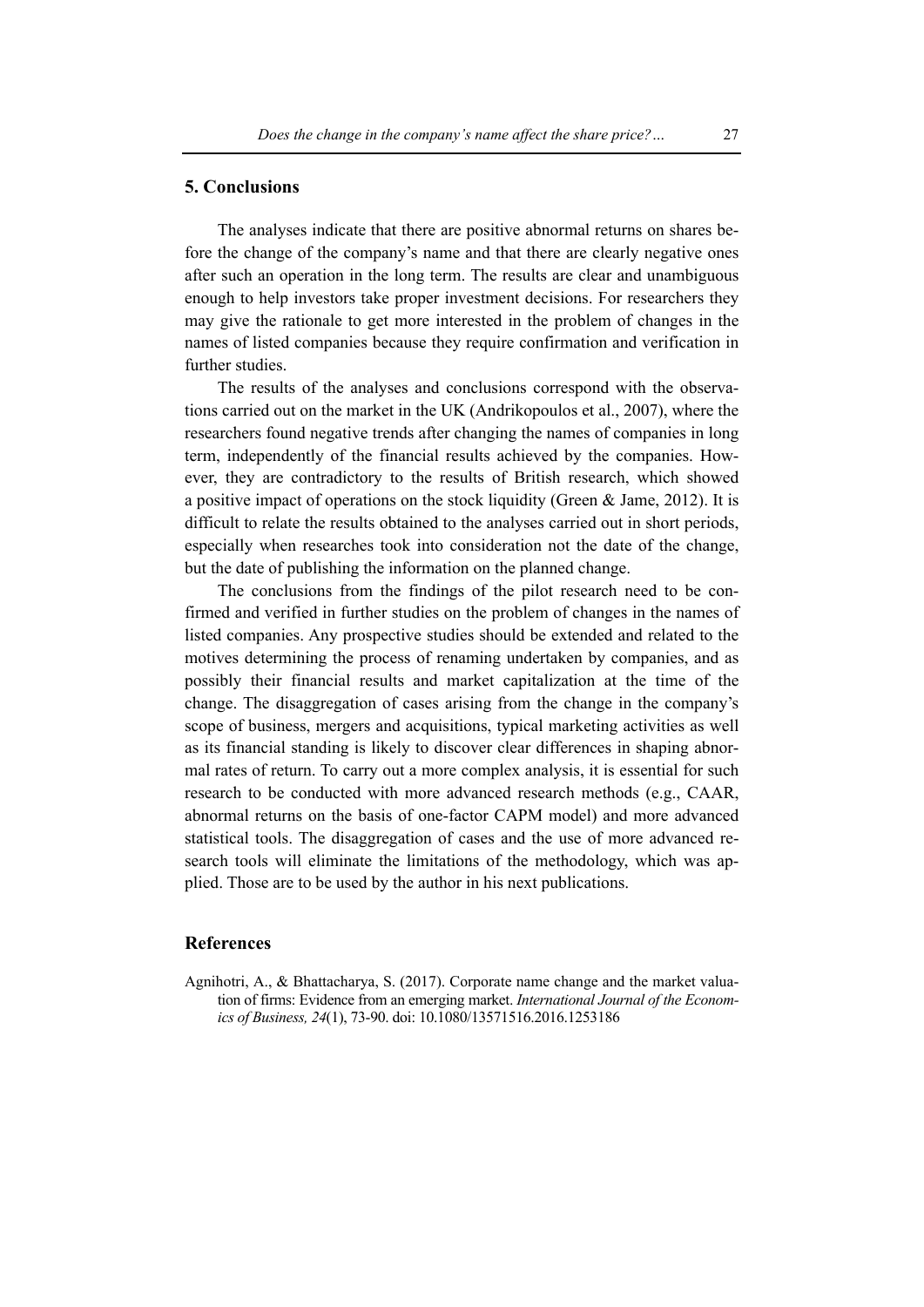## 5. Conclusions

The analyses indicate that there are positive abnormal returns on shares before the change of the company's name and that there are clearly negative ones after such an operation in the long term. The results are clear and unambiguous enough to help investors take proper investment decisions. For researchers they may give the rationale to get more interested in the problem of changes in the names of listed companies because they require confirmation and verification in further studies.

The results of the analyses and conclusions correspond with the observations carried out on the market in the UK (Andrikopoulos et al., 2007), where the researchers found negative trends after changing the names of companies in long term, independently of the financial results achieved by the companies. However, they are contradictory to the results of British research, which showed a positive impact of operations on the stock liquidity (Green & Jame, 2012). It is difficult to relate the results obtained to the analyses carried out in short periods, especially when researches took into consideration not the date of the change, but the date of publishing the information on the planned change.

The conclusions from the findings of the pilot research need to be confirmed and verified in further studies on the problem of changes in the names of listed companies. Any prospective studies should be extended and related to the motives determining the process of renaming undertaken by companies, and as possibly their financial results and market capitalization at the time of the change. The disaggregation of cases arising from the change in the company's scope of business, mergers and acquisitions, typical marketing activities as well as its financial standing is likely to discover clear differences in shaping abnormal rates of return. To carry out a more complex analysis, it is essential for such research to be conducted with more advanced research methods (e.g., CAAR, abnormal returns on the basis of one-factor CAPM model) and more advanced statistical tools. The disaggregation of cases and the use of more advanced research tools will eliminate the limitations of the methodology, which was applied. Those are to be used by the author in his next publications.

## References

Agnihotri, A., & Bhattacharya, S. (2017). Corporate name change and the market valuation of firms: Evidence from an emerging market. *International Journal of the Economics of Business, 24*(1), 73-90. doi: 10.1080/13571516.2016.1253186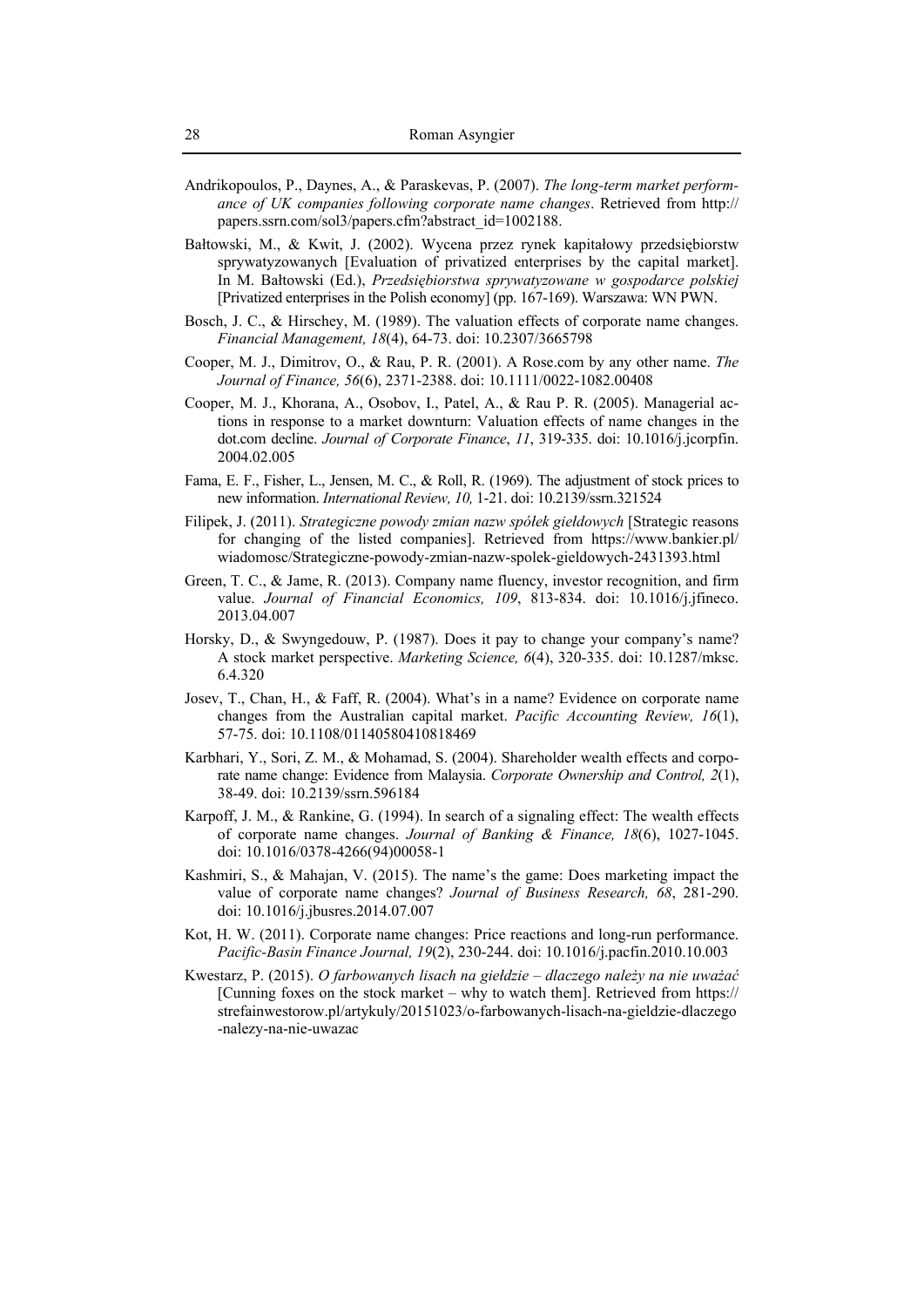Andrikopoulos, P., Daynes, A., & Paraskevas, P. (2007). *The long-term market performance of UK companies following corporate name changes*. Retrieved from http://papers.ssrn.com/sol3/papers.cfm?abstract_id=1002188.

Bałtowski, M., & Kwit, J. (2002). Wycena przez rynek kapitałowy przedsiębiorstw sprywatyzowanych [Evaluation of privatized enterprises by the capital market]. In M. Bałtowski (Ed.), *Przedsiębiorstwa sprywatyzowane w gospodarce polskiej* [Privatized enterprises in the Polish economy] (pp. 167-169). Warszawa: WN PWN.

Bosch, J. C., & Hirschey, M. (1989). The valuation effects of corporate name changes. *Financial Management, 18*(4), 64-73. doi: 10.2307/3665798

Cooper, M. J., Dimitrov, O., & Rau, P. R. (2001). A Rose.com by any other name. *The Journal of Finance, 56*(6), 2371-2388. doi: 10.1111/0022-1082.00408

Cooper, M. J., Khorana, A., Osobov, I., Patel, A., & Rau P. R. (2005). Managerial actions in response to a market downturn: Valuation effects of name changes in the dot.com decline. *Journal of Corporate Finance*, *11*, 319-335. doi: 10.1016/j.jcorpfin.2004.02.005

Fama, E. F., Fisher, L., Jensen, M. C., & Roll, R. (1969). The adjustment of stock prices to new information. *International Review, 10,* 1-21. doi: 10.2139/ssrn.321524

Filipek, J. (2011). *Strategiczne powody zmian nazw spółek giełdowych* [Strategic reasons for changing of the listed companies]. Retrieved from https://www.bankier.pl/wiadomosc/Strategiczne-powody-zmian-nazw-spolek-gieldowych-2431393.html

Green, T. C., & Jame, R. (2013). Company name fluency, investor recognition, and firm value. *Journal of Financial Economics, 109*, 813-834. doi: 10.1016/j.jfineco.2013.04.007

Horsky, D., & Swyngedouw, P. (1987). Does it pay to change your company's name? A stock market perspective. *Marketing Science, 6*(4), 320-335. doi: 10.1287/mksc.6.4.320

Josev, T., Chan, H., & Faff, R. (2004). What's in a name? Evidence on corporate name changes from the Australian capital market. *Pacific Accounting Review, 16*(1), 57-75. doi: 10.1108/01140580410818469

Karbhari, Y., Sori, Z. M., & Mohamad, S. (2004). Shareholder wealth effects and corporate name change: Evidence from Malaysia. *Corporate Ownership and Control, 2*(1), 38-49. doi: 10.2139/ssrn.596184

Karpoff, J. M., & Rankine, G. (1994). In search of a signaling effect: The wealth effects of corporate name changes. *Journal of Banking & Finance, 18*(6), 1027-1045. doi: 10.1016/0378-4266(94)00058-1

Kashmiri, S., & Mahajan, V. (2015). The name's the game: Does marketing impact the value of corporate name changes? *Journal of Business Research, 68*, 281-290. doi: 10.1016/j.jbusres.2014.07.007

Kot, H. W. (2011). Corporate name changes: Price reactions and long-run performance. *Pacific-Basin Finance Journal, 19*(2), 230-244. doi: 10.1016/j.pacfin.2010.10.003

Kwestarz, P. (2015). *O farbowanych lisach na giełdzie – dlaczego należy na nie uważać* [Cunning foxes on the stock market – why to watch them]. Retrieved from https://strefainwestorow.pl/artykuly/20151023/o-farbowanych-lisach-na-gieldzie-dlaczego-nalezy-na-nie-uwazac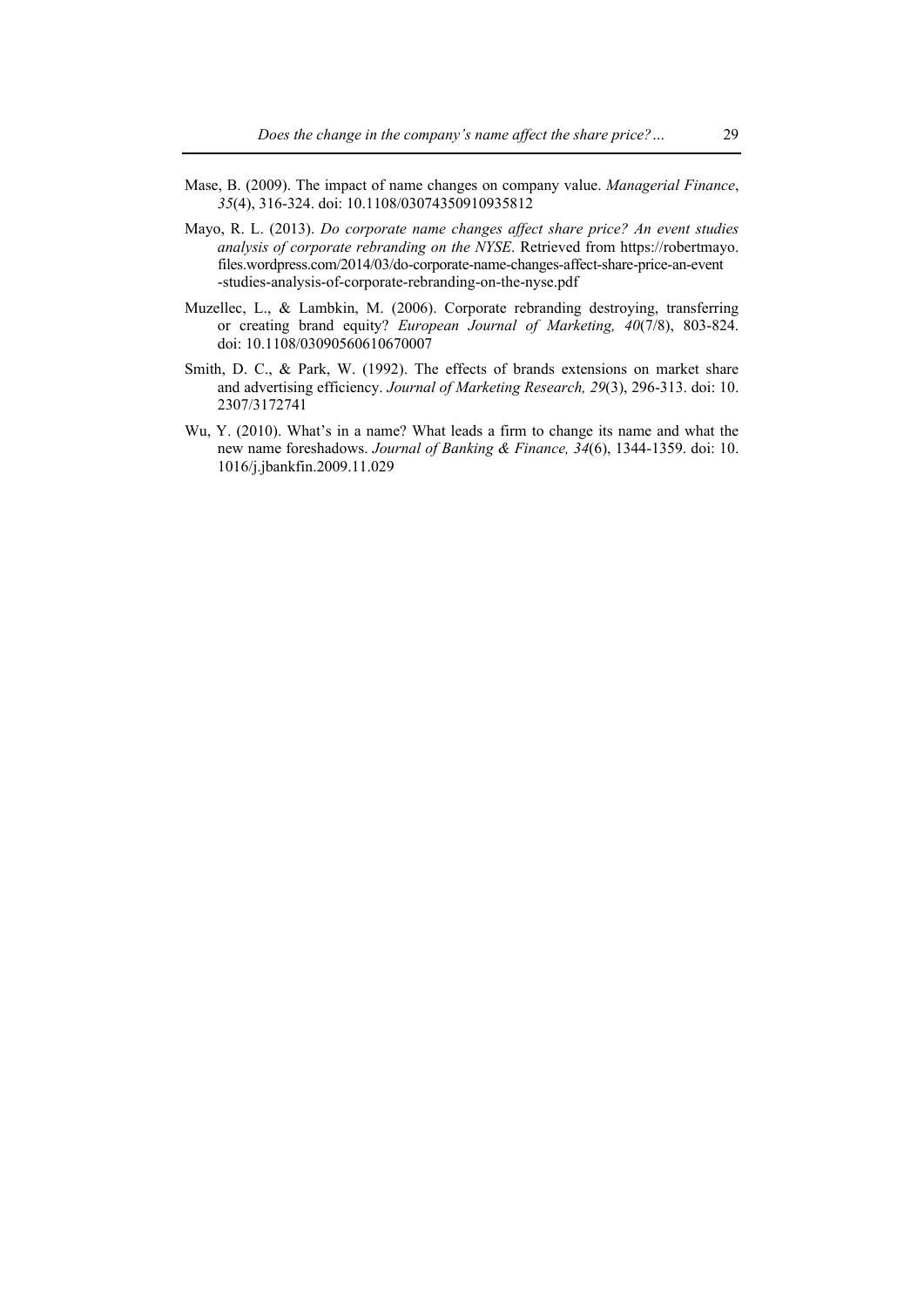Mase, B. (2009). The impact of name changes on company value. *Managerial Finance*, *35*(4), 316-324. doi: 10.1108/03074350910935812

Mayo, R. L. (2013). *Do corporate name changes affect share price? An event studies analysis of corporate rebranding on the NYSE*. Retrieved from https://robertmayo.files.wordpress.com/2014/03/do-corporate-name-changes-affect-share-price-an-event-studies-analysis-of-corporate-rebranding-on-the-nyse.pdf

Muzellec, L., & Lambkin, M. (2006). Corporate rebranding destroying, transferring or creating brand equity? *European Journal of Marketing, 40*(7/8), 803-824. doi: 10.1108/03090560610670007

Smith, D. C., & Park, W. (1992). The effects of brands extensions on market share and advertising efficiency. *Journal of Marketing Research, 29*(3), 296-313. doi: 10.2307/3172741

Wu, Y. (2010). What's in a name? What leads a firm to change its name and what the new name foreshadows. *Journal of Banking & Finance, 34*(6), 1344-1359. doi: 10.1016/j.jbankfin.2009.11.029